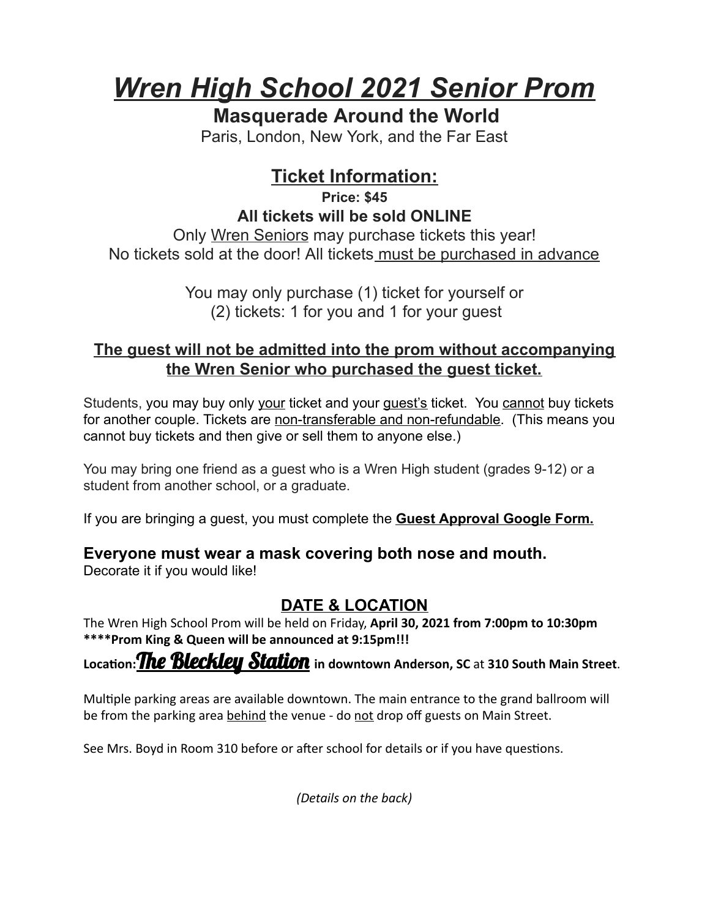# *Wren High School 2021 Senior Prom*

## Masquerade Around the World

Paris, London, New York, and the Far East

## Ticket Information:

**Price: $45**

**All tickets will be sold ONLINE**

Only Wren Seniors may purchase tickets this year!

No tickets sold at the door! All tickets must be purchased in advance

You may only purchase (1) ticket for yourself or
(2) tickets: 1 for you and 1 for your guest

**The guest will not be admitted into the prom without accompanying the Wren Senior who purchased the guest ticket.**

Students, you may buy only your ticket and your guest's ticket. You cannot buy tickets for another couple. Tickets are non-transferable and non-refundable. (This means you cannot buy tickets and then give or sell them to anyone else.)

You may bring one friend as a guest who is a Wren High student (grades 9-12) or a student from another school, or a graduate.

If you are bringing a guest, you must complete the **Guest Approval Google Form.**

**Everyone must wear a mask covering both nose and mouth.**

Decorate it if you would like!

## DATE & LOCATION

The Wren High School Prom will be held on Friday, **April 30, 2021 from 7:00pm to 10:30pm**

**\*\*\*\*Prom King & Queen will be announced at 9:15pm!!!**

**Location: The Bleckley Station in downtown Anderson, SC** at **310 South Main Street**.

Multiple parking areas are available downtown. The main entrance to the grand ballroom will be from the parking area behind the venue - do not drop off guests on Main Street.

See Mrs. Boyd in Room 310 before or after school for details or if you have questions.

*(Details on the back)*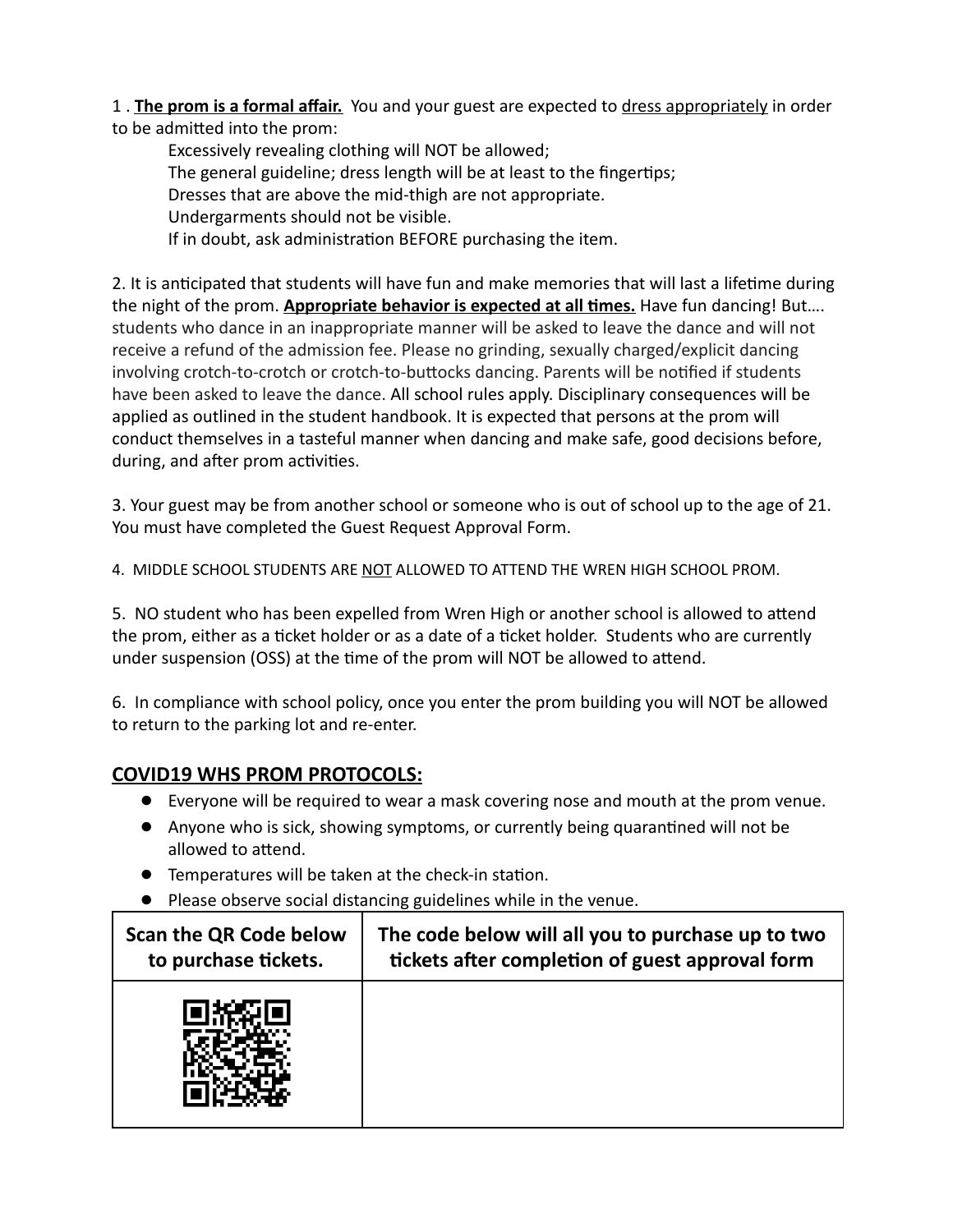1 . **The prom is a formal affair.** You and your guest are expected to dress appropriately in order to be admitted into the prom:

Excessively revealing clothing will NOT be allowed;
The general guideline; dress length will be at least to the fingertips;
Dresses that are above the mid-thigh are not appropriate.
Undergarments should not be visible.
If in doubt, ask administration BEFORE purchasing the item.

2. It is anticipated that students will have fun and make memories that will last a lifetime during the night of the prom. **Appropriate behavior is expected at all times.** Have fun dancing! But…. students who dance in an inappropriate manner will be asked to leave the dance and will not receive a refund of the admission fee. Please no grinding, sexually charged/explicit dancing involving crotch-to-crotch or crotch-to-buttocks dancing. Parents will be notified if students have been asked to leave the dance. All school rules apply. Disciplinary consequences will be applied as outlined in the student handbook. It is expected that persons at the prom will conduct themselves in a tasteful manner when dancing and make safe, good decisions before, during, and after prom activities.

3. Your guest may be from another school or someone who is out of school up to the age of 21. You must have completed the Guest Request Approval Form.

4. MIDDLE SCHOOL STUDENTS ARE NOT ALLOWED TO ATTEND THE WREN HIGH SCHOOL PROM.

5. NO student who has been expelled from Wren High or another school is allowed to attend the prom, either as a ticket holder or as a date of a ticket holder. Students who are currently under suspension (OSS) at the time of the prom will NOT be allowed to attend.

6. In compliance with school policy, once you enter the prom building you will NOT be allowed to return to the parking lot and re-enter.

## COVID19 WHS PROM PROTOCOLS:

- Everyone will be required to wear a mask covering nose and mouth at the prom venue.
- Anyone who is sick, showing symptoms, or currently being quarantined will not be allowed to attend.
- Temperatures will be taken at the check-in station.
- Please observe social distancing guidelines while in the venue.

| Scan the QR Code below to purchase tickets. | The code below will all you to purchase up to two tickets after completion of guest approval form |
|---|---|
| | |